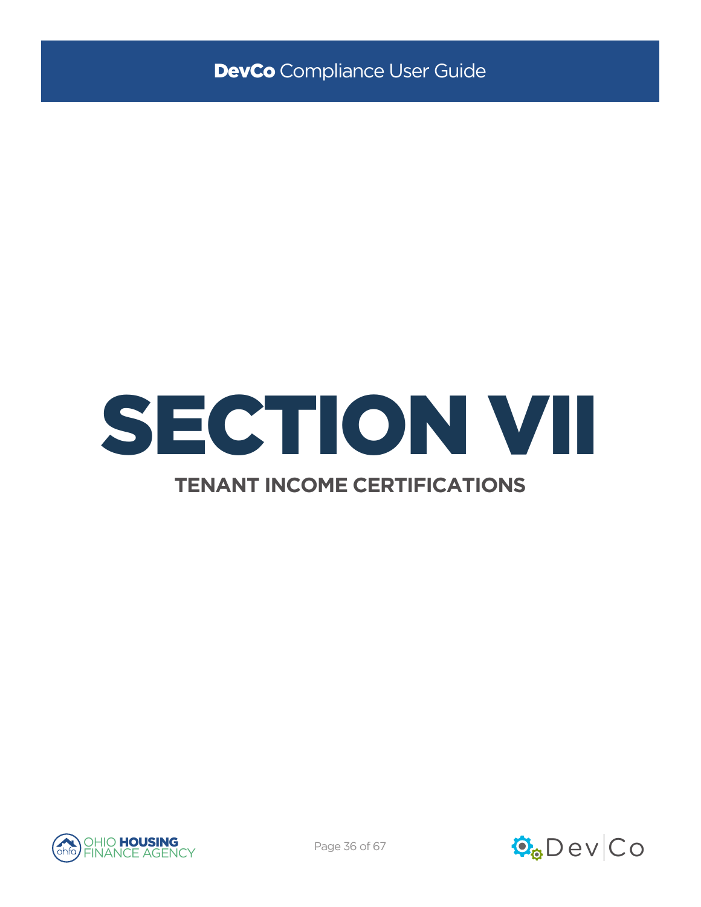# SECTION VII

## TENANT INCOME CERTIFICATIONS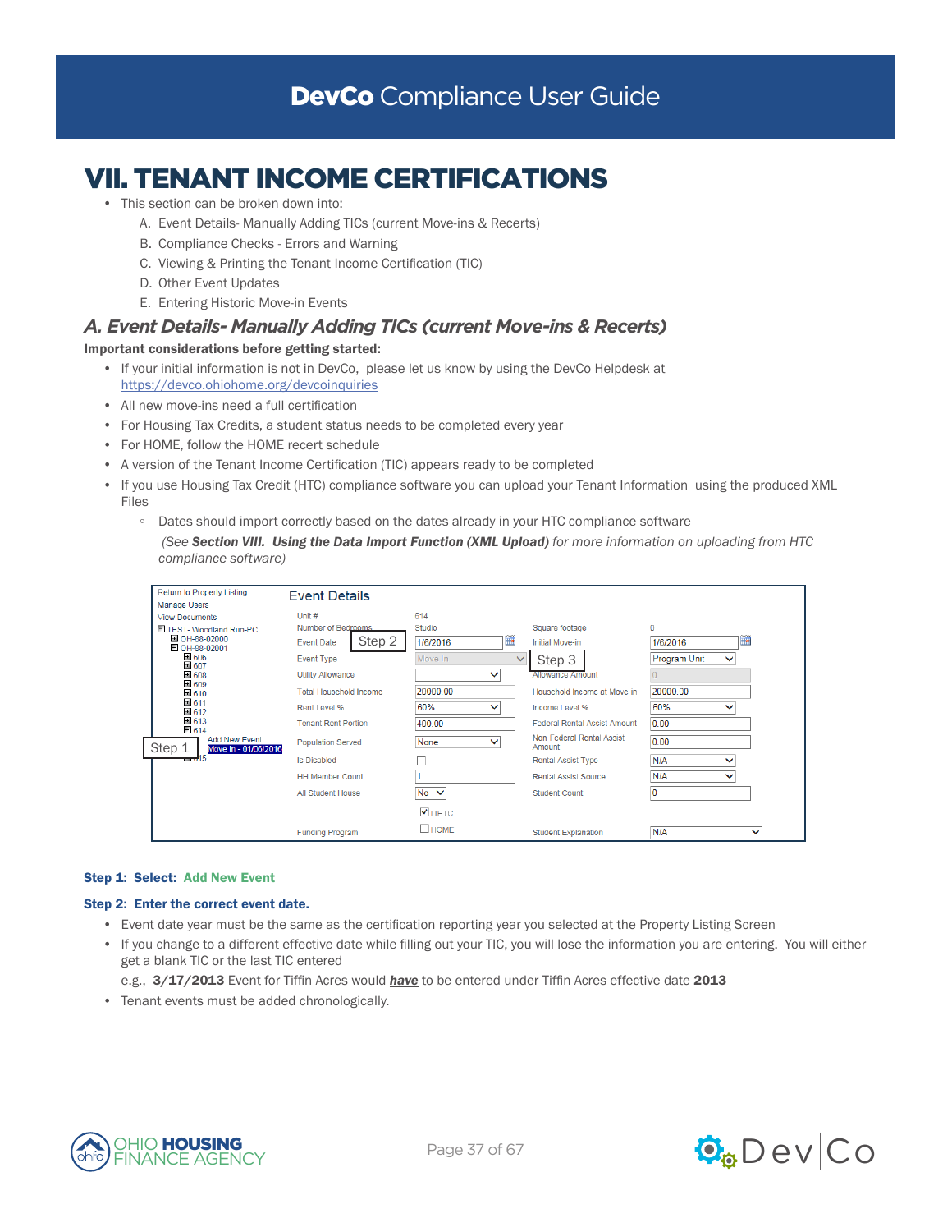# VII. TENANT INCOME CERTIFICATIONS

- This section can be broken down into:
  - A. Event Details- Manually Adding TICs (current Move-ins & Recerts)
  - B. Compliance Checks - Errors and Warning
  - C. Viewing & Printing the Tenant Income Certification (TIC)
  - D. Other Event Updates
  - E. Entering Historic Move-in Events

## *A. Event Details- Manually Adding TICs (current Move-ins & Recerts)*

**Important considerations before getting started:**

- If your initial information is not in DevCo, please let us know by using the DevCo Helpdesk at https://devco.ohiohome.org/devcoinquiries
- All new move-ins need a full certification
- For Housing Tax Credits, a student status needs to be completed every year
- For HOME, follow the HOME recert schedule
- A version of the Tenant Income Certification (TIC) appears ready to be completed
- If you use Housing Tax Credit (HTC) compliance software you can upload your Tenant Information using the produced XML Files
  - Dates should import correctly based on the dates already in your HTC compliance software

    *(See **Section VIII. Using the Data Import Function (XML Upload)** for more information on uploading from HTC compliance software)*

Return to Property Listing
Manage Users
View Documents
TEST- Woodland Run-PC
OH-88-02000
OH-88-02001
606
607
608
609
610
611
612
613
614
Add New Event
Move In - 01/06/2016
615
Step 1

Event Details

| | | | |
|---|---|---|---|
| Unit # | 614 | | |
| Number of Bedrooms | Studio | Square footage | 0 |
| Event Date (Step 2) | 1/6/2016 | Initial Move-in | 1/6/2016 |
| Event Type | Move In | (Step 3) | Program Unit |
| Utility Allowance | | Allowance Amount | 0 |
| Total Household Income | 20000.00 | Household Income at Move-in | 20000.00 |
| Rent Level % | 60% | Income Level % | 60% |
| Tenant Rent Portion | 400.00 | Federal Rental Assist Amount | 0.00 |
| Population Served | None | Non-Federal Rental Assist Amount | 0.00 |
| Is Disabled | ☐ | Rental Assist Type | N/A |
| HH Member Count | 1 | Rental Assist Source | N/A |
| All Student House | No | Student Count | 0 |
| Funding Program | ☑ LIHTC ☐ HOME | Student Explanation | N/A |

**Step 1: Select: Add New Event**

**Step 2: Enter the correct event date.**

- Event date year must be the same as the certification reporting year you selected at the Property Listing Screen
- If you change to a different effective date while filling out your TIC, you will lose the information you are entering. You will either get a blank TIC or the last TIC entered

  e.g., **3/17/2013** Event for Tiffin Acres would ***have*** to be entered under Tiffin Acres effective date **2013**
- Tenant events must be added chronologically.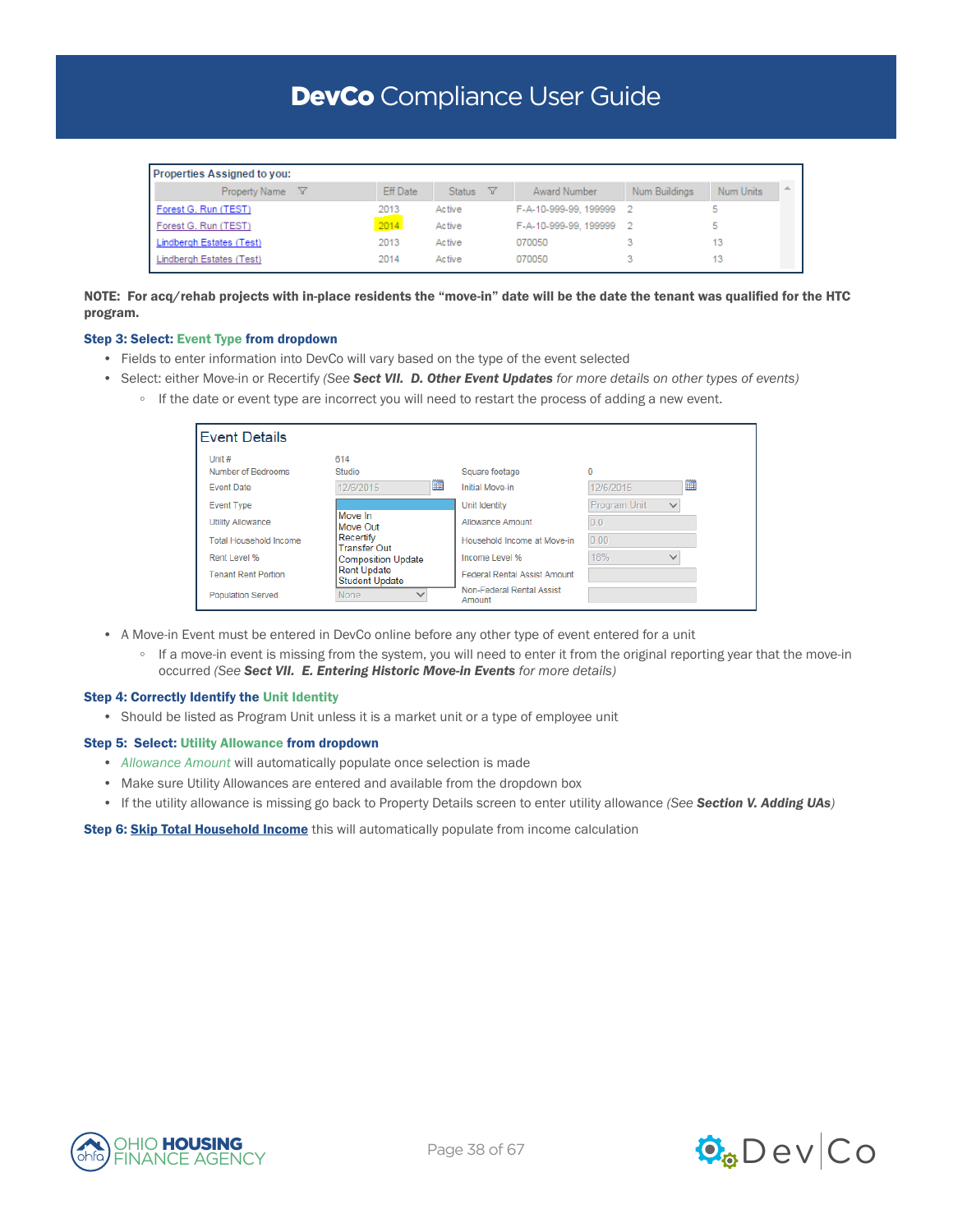| Properties Assigned to you: | | | | | |
|---|---|---|---|---|---|
| Property Name | Eff Date | Status | Award Number | Num Buildings | Num Units |
| Forest G. Run (TEST) | 2013 | Active | F-A-10-999-99, 199999 | 2 | 5 |
| Forest G. Run (TEST) | 2014 | Active | F-A-10-999-99, 199999 | 2 | 5 |
| Lindbergh Estates (Test) | 2013 | Active | 070050 | 3 | 13 |
| Lindbergh Estates (Test) | 2014 | Active | 070050 | 3 | 13 |

**NOTE: For acq/rehab projects with in-place residents the "move-in" date will be the date the tenant was qualified for the HTC program.**

**Step 3: Select: Event Type from dropdown**

- Fields to enter information into DevCo will vary based on the type of the event selected
- Select: either Move-in or Recertify *(See **Sect VII. D. Other Event Updates** for more details on other types of events)*
  - If the date or event type are incorrect you will need to restart the process of adding a new event.

Event Details

| | | | |
|---|---|---|---|
| Unit # | 614 | | |
| Number of Bedrooms | Studio | Square footage | 0 |
| Event Date | 12/6/2015 | Initial Move-in | 12/6/2015 |
| Event Type | Move In / Move Out / Recertify / Transfer Out / Composition Update / Rent Update / Student Update | Unit Identity | Program Unit |
| Utility Allowance | | Allowance Amount | 0.0 |
| Total Household Income | | Household Income at Move-in | 0.00 |
| Rent Level % | | Income Level % | 18% |
| Tenant Rent Portion | | Federal Rental Assist Amount | |
| Population Served | None | Non-Federal Rental Assist Amount | |

- A Move-in Event must be entered in DevCo online before any other type of event entered for a unit
  - If a move-in event is missing from the system, you will need to enter it from the original reporting year that the move-in occurred *(See **Sect VII. E. Entering Historic Move-in Events** for more details)*

**Step 4: Correctly Identify the Unit Identity**

- Should be listed as Program Unit unless it is a market unit or a type of employee unit

**Step 5: Select: Utility Allowance from dropdown**

- *Allowance Amount* will automatically populate once selection is made
- Make sure Utility Allowances are entered and available from the dropdown box
- If the utility allowance is missing go back to Property Details screen to enter utility allowance *(See **Section V. Adding UAs**)*

**Step 6: Skip Total Household Income** this will automatically populate from income calculation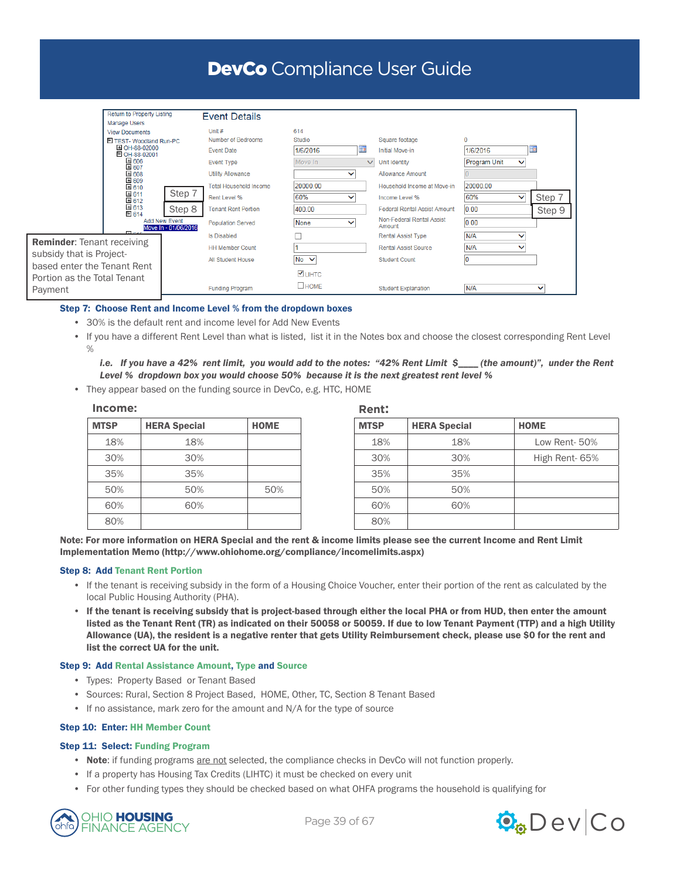**Reminder**: Tenant receiving subsidy that is Project-based enter the Tenant Rent Portion as the Total Tenant Payment

**Step 7: Choose Rent and Income Level % from the dropdown boxes**

- 30% is the default rent and income level for Add New Events
- If you have a different Rent Level than what is listed, list it in the Notes box and choose the closest corresponding Rent Level %

  ***i.e. If you have a 42% rent limit, you would add to the notes: "42% Rent Limit $____ (the amount)", under the Rent Level % dropdown box you would choose 50% because it is the next greatest rent level %***

- They appear based on the funding source in DevCo, e.g. HTC, HOME

**Income:**

| MTSP | HERA Special | HOME |
|---|---|---|
| 18% | 18% | |
| 30% | 30% | |
| 35% | 35% | |
| 50% | 50% | 50% |
| 60% | 60% | |
| 80% | | |

**Rent:**

| MTSP | HERA Special | HOME |
|---|---|---|
| 18% | 18% | Low Rent- 50% |
| 30% | 30% | High Rent- 65% |
| 35% | 35% | |
| 50% | 50% | |
| 60% | 60% | |
| 80% | | |

**Note: For more information on HERA Special and the rent & income limits please see the current Income and Rent Limit Implementation Memo (http://www.ohiohome.org/compliance/incomelimits.aspx)**

**Step 8: Add Tenant Rent Portion**

- If the tenant is receiving subsidy in the form of a Housing Choice Voucher, enter their portion of the rent as calculated by the local Public Housing Authority (PHA).
- **If the tenant is receiving subsidy that is project-based through either the local PHA or from HUD, then enter the amount listed as the Tenant Rent (TR) as indicated on their 50058 or 50059. If due to low Tenant Payment (TTP) and a high Utility Allowance (UA), the resident is a negative renter that gets Utility Reimbursement check, please use $0 for the rent and list the correct UA for the unit.**

**Step 9: Add Rental Assistance Amount, Type and Source**

- Types: Property Based or Tenant Based
- Sources: Rural, Section 8 Project Based, HOME, Other, TC, Section 8 Tenant Based
- If no assistance, mark zero for the amount and N/A for the type of source

**Step 10: Enter: HH Member Count**

**Step 11: Select: Funding Program**

- **Note**: if funding programs are not selected, the compliance checks in DevCo will not function properly.
- If a property has Housing Tax Credits (LIHTC) it must be checked on every unit
- For other funding types they should be checked based on what OHFA programs the household is qualifying for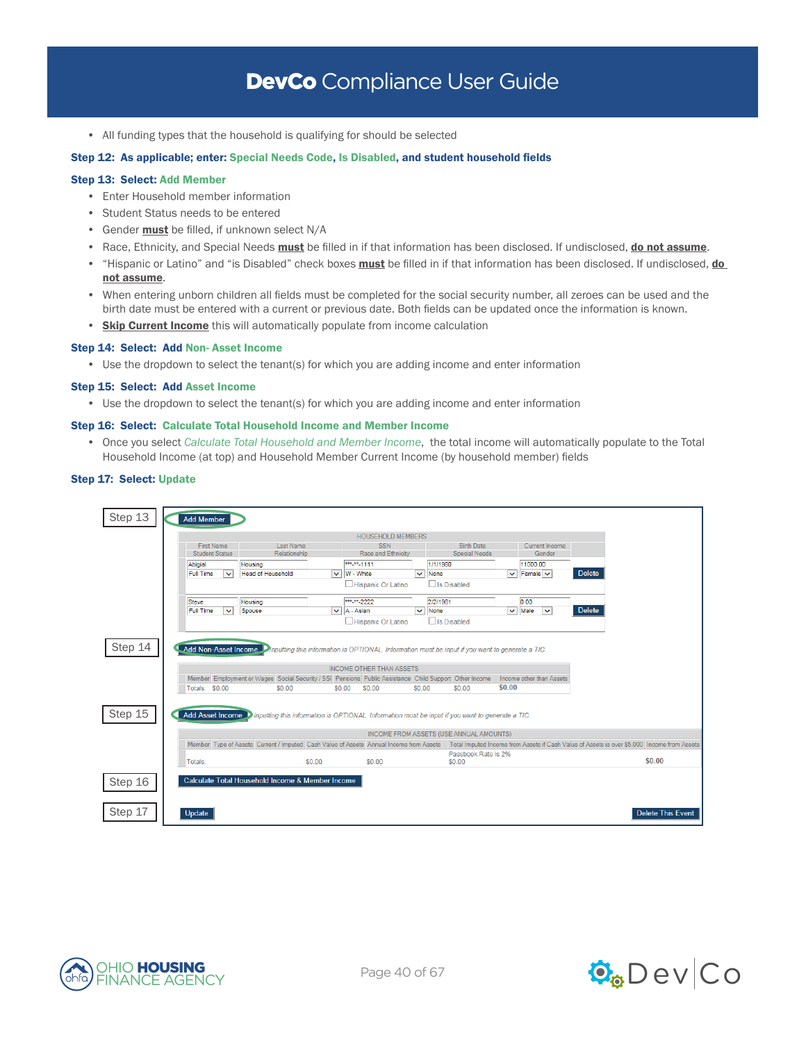- All funding types that the household is qualifying for should be selected

**Step 12: As applicable; enter: Special Needs Code, Is Disabled, and student household fields**

**Step 13: Select: Add Member**

- Enter Household member information
- Student Status needs to be entered
- Gender **must** be filled, if unknown select N/A
- Race, Ethnicity, and Special Needs **must** be filled in if that information has been disclosed. If undisclosed, **do not assume**.
- "Hispanic or Latino" and "is Disabled" check boxes **must** be filled in if that information has been disclosed. If undisclosed, **do not assume**.
- When entering unborn children all fields must be completed for the social security number, all zeroes can be used and the birth date must be entered with a current or previous date. Both fields can be updated once the information is known.
- **Skip Current Income** this will automatically populate from income calculation

**Step 14: Select: Add Non- Asset Income**

- Use the dropdown to select the tenant(s) for which you are adding income and enter information

**Step 15: Select: Add Asset Income**

- Use the dropdown to select the tenant(s) for which you are adding income and enter information

**Step 16: Select: Calculate Total Household Income and Member Income**

- Once you select *Calculate Total Household and Member Income*, the total income will automatically populate to the Total Household Income (at top) and Household Member Current Income (by household member) fields

**Step 17: Select: Update**

Step 13

Add Member

HOUSEHOLD MEMBERS

| First Name / Student Status | Last Name / Relationship | SSN / Race and Ethnicity | Birth Date / Special Needs | Current Income / Gender | |
|---|---|---|---|---|---|
| Abigial / Full Time | Housing / Head of Household | ***-**-1111 / W - White / Hispanic Or Latino | 1/1/1980 / None / Is Disabled | 11000.00 / Female | Delete |
| Steve / Full Time | Housing / Spouse | ***-**-2222 / A - Asian / Hispanic Or Latino | 2/2/1981 / None / Is Disabled | 0.00 / Male | Delete |

Step 14

Add Non-Asset Income — Inputting this information is OPTIONAL. Information must be input if you want to generate a TIC.

INCOME OTHER THAN ASSETS

| Member | Employment or Wages | Social Security / SSI | Pensions | Public Assistance | Child Support | Other Income | Income other than Assets |
|---|---|---|---|---|---|---|---|
| Totals: | $0.00 | $0.00 | $0.00 | $0.00 | $0.00 | $0.00 | $0.00 |

Step 15

Add Asset Income — Inputting this information is OPTIONAL. Information must be input if you want to generate a TIC.

INCOME FROM ASSETS (USE ANNUAL AMOUNTS)

| Member | Type of Assets | Current / Imputed | Cash Value of Assets | Annual Income from Assets | Total Imputed Income from Assets if Cash Value of Assets is over $5,000 | Income from Assets |
|---|---|---|---|---|---|---|
| Totals: | | | $0.00 | $0.00 | Passbook Rate is 2% $0.00 | $0.00 |

Step 16

Calculate Total Household Income & Member Income

Step 17

Update

Delete This Event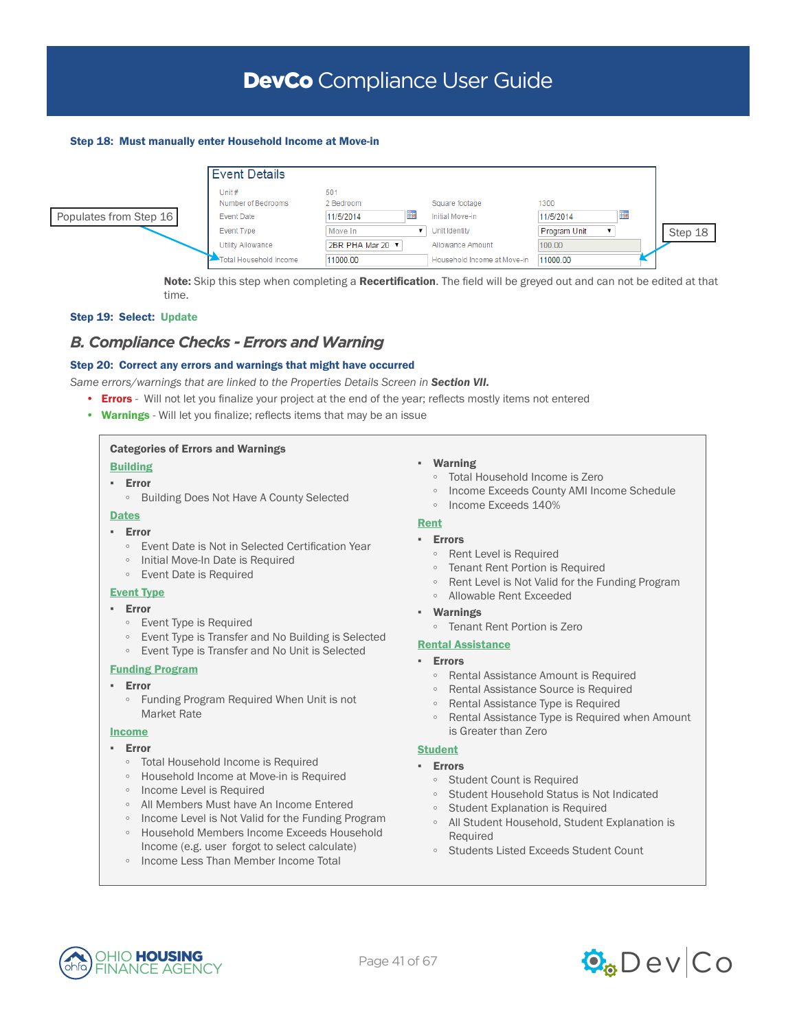**Step 18: Must manually enter Household Income at Move-in**

Event Details

| | | | |
|---|---|---|---|
| Unit # | 501 | | |
| Number of Bedrooms | 2 Bedroom | Square footage | 1300 |
| Event Date | 11/5/2014 | Initial Move-in | 11/5/2014 |
| Event Type | Move In | Unit Identity | Program Unit |
| Utility Allowance | 2BR PHA Mar 20 | Allowance Amount | 100.00 |
| Total Household Income | 11000.00 | Household Income at Move-in | 11000.00 |

Populates from Step 16

Step 18

**Note:** Skip this step when completing a **Recertification**. The field will be greyed out and can not be edited at that time.

**Step 19: Select: Update**

## B. Compliance Checks - Errors and Warning

**Step 20: Correct any errors and warnings that might have occurred**

*Same errors/warnings that are linked to the Properties Details Screen in* ***Section VII.***

- **Errors** - Will not let you finalize your project at the end of the year; reflects mostly items not entered
- **Warnings** - Will let you finalize; reflects items that may be an issue

**Categories of Errors and Warnings**

**Building**

- **Error**
  - Building Does Not Have A County Selected

**Dates**

- **Error**
  - Event Date is Not in Selected Certification Year
  - Initial Move-In Date is Required
  - Event Date is Required

**Event Type**

- **Error**
  - Event Type is Required
  - Event Type is Transfer and No Building is Selected
  - Event Type is Transfer and No Unit is Selected

**Funding Program**

- **Error**
  - Funding Program Required When Unit is not Market Rate

**Income**

- **Error**
  - Total Household Income is Required
  - Household Income at Move-in is Required
  - Income Level is Required
  - All Members Must have An Income Entered
  - Income Level is Not Valid for the Funding Program
  - Household Members Income Exceeds Household Income (e.g. user forgot to select calculate)
  - Income Less Than Member Income Total
- **Warning**
  - Total Household Income is Zero
  - Income Exceeds County AMI Income Schedule
  - Income Exceeds 140%

**Rent**

- **Errors**
  - Rent Level is Required
  - Tenant Rent Portion is Required
  - Rent Level is Not Valid for the Funding Program
  - Allowable Rent Exceeded
- **Warnings**
  - Tenant Rent Portion is Zero

**Rental Assistance**

- **Errors**
  - Rental Assistance Amount is Required
  - Rental Assistance Source is Required
  - Rental Assistance Type is Required
  - Rental Assistance Type is Required when Amount is Greater than Zero

**Student**

- **Errors**
  - Student Count is Required
  - Student Household Status is Not Indicated
  - Student Explanation is Required
  - All Student Household, Student Explanation is Required
  - Students Listed Exceeds Student Count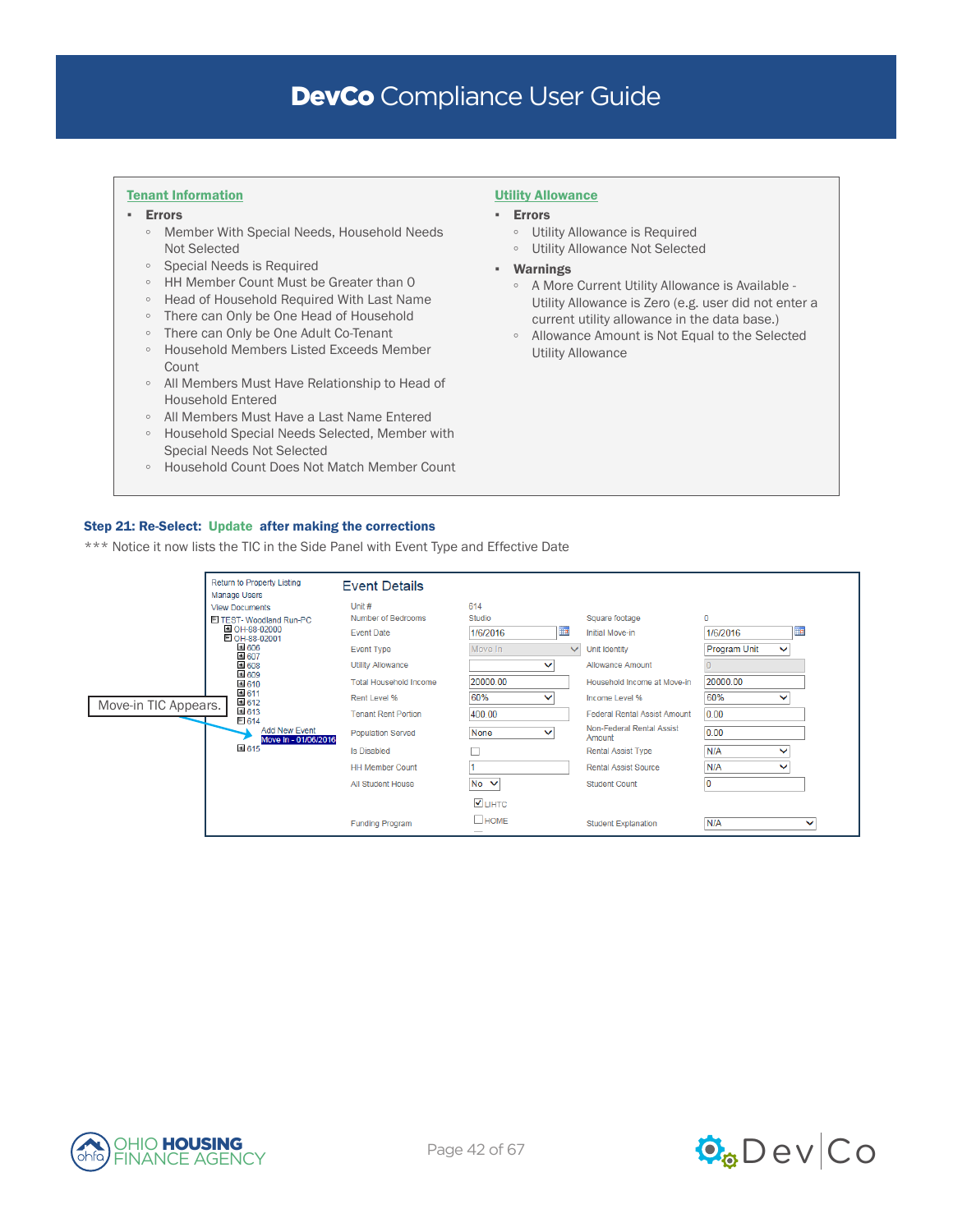**Tenant Information**

- **Errors**
  - Member With Special Needs, Household Needs Not Selected
  - Special Needs is Required
  - HH Member Count Must be Greater than 0
  - Head of Household Required With Last Name
  - There can Only be One Head of Household
  - There can Only be One Adult Co-Tenant
  - Household Members Listed Exceeds Member Count
  - All Members Must Have Relationship to Head of Household Entered
  - All Members Must Have a Last Name Entered
  - Household Special Needs Selected, Member with Special Needs Not Selected
  - Household Count Does Not Match Member Count

**Utility Allowance**

- **Errors**
  - Utility Allowance is Required
  - Utility Allowance Not Selected
- **Warnings**
  - A More Current Utility Allowance is Available - Utility Allowance is Zero (e.g. user did not enter a current utility allowance in the data base.)
  - Allowance Amount is Not Equal to the Selected Utility Allowance

**Step 21: Re-Select: Update after making the corrections**

*** Notice it now lists the TIC in the Side Panel with Event Type and Effective Date

Move-in TIC Appears.

Return to Property Listing
Manage Users
View Documents
TEST- Woodland Run-PC
OH-98-02000
OH-88-02001
606
607
608
609
610
611
612
613
614
Add New Event
Move In - 01/06/2016
615

Event Details

| | | | |
|---|---|---|---|
| Unit # | 614 | | |
| Number of Bedrooms | Studio | Square footage | 0 |
| Event Date | 1/6/2016 | Initial Move-in | 1/6/2016 |
| Event Type | Move In | Unit Identity | Program Unit |
| Utility Allowance | | Allowance Amount | 0 |
| Total Household Income | 20000.00 | Household Income at Move-In | 20000.00 |
| Rent Level % | 60% | Income Level % | 60% |
| Tenant Rent Portion | 400.00 | Federal Rental Assist Amount | 0.00 |
| Population Served | None | Non-Federal Rental Assist Amount | 0.00 |
| Is Disabled | | Rental Assist Type | N/A |
| HH Member Count | 1 | Rental Assist Source | N/A |
| All Student House | No | Student Count | 0 |
| Funding Program | LIHTC, HOME | Student Explanation | N/A |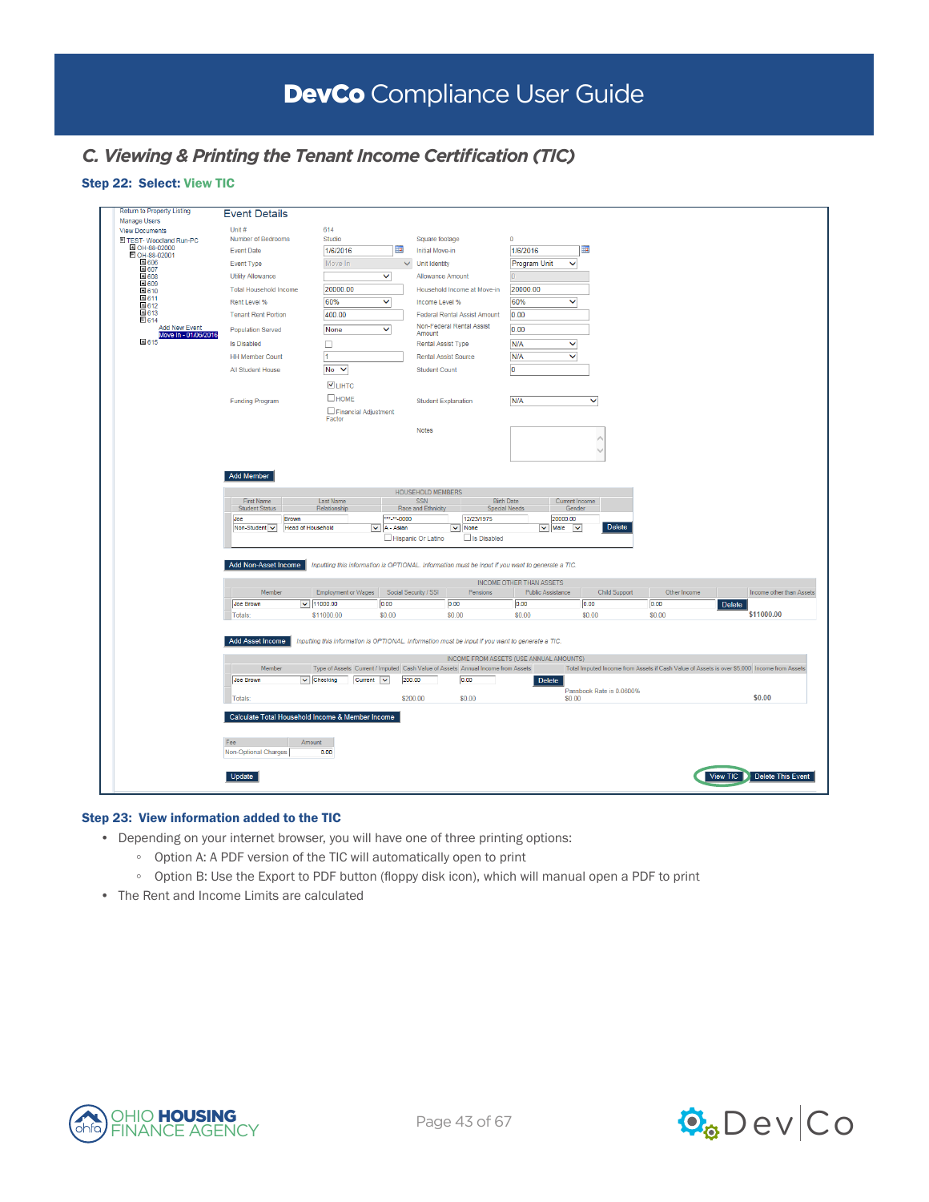## C. Viewing & Printing the Tenant Income Certification (TIC)

**Step 22: Select: View TIC**

**Step 23: View information added to the TIC**

- Depending on your internet browser, you will have one of three printing options:
  - Option A: A PDF version of the TIC will automatically open to print
  - Option B: Use the Export to PDF button (floppy disk icon), which will manual open a PDF to print
- The Rent and Income Limits are calculated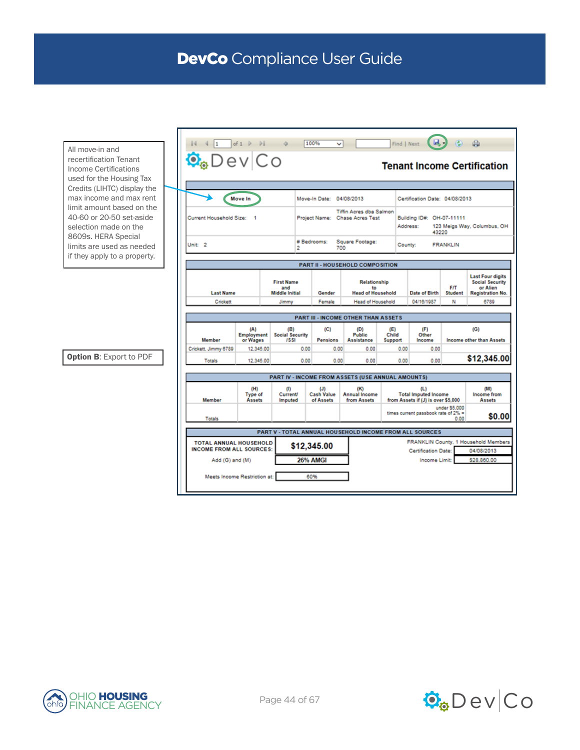All move-in and recertification Tenant Income Certifications used for the Housing Tax Credits (LIHTC) display the max income and max rent limit amount based on the 40-60 or 20-50 set-aside selection made on the 8609s. HERA Special limits are used as needed if they apply to a property.

**Option B**: Export to PDF

## Tenant Income Certification

| | | |
|---|---|---|
| Move In | Move-In Date: 04/08/2013 | Certification Date: 04/08/2013 |
| Current Household Size: 1 | Project Name: Tiffin Acres dba Salmon Chase Acres Test | Building ID#: OH-07-11111<br>Address: 123 Meigs Way, Columbus, OH 43220 |
| Unit: 2 | # Bedrooms: 2 &nbsp; Square Footage: 700 | County: FRANKLIN |

**PART II - HOUSEHOLD COMPOSITION**

| Last Name | First Name and Middle Initial | Gender | Relationship to Head of Household | Date of Birth | F/T Student | Last Four digits Social Security or Alien Registration No. |
|---|---|---|---|---|---|---|
| Crickett | Jimmy | Female | Head of Household | 04/16/1987 | N | 6789 |

**PART III - INCOME OTHER THAN ASSETS**

| Member | (A) Employment or Wages | (B) Social Security /SSI | (C) Pensions | (D) Public Assistance | (E) Child Support | (F) Other Income | (G) Income other than Assets |
|---|---|---|---|---|---|---|---|
| Crickett, Jimmy 6789 | 12,345.00 | 0.00 | 0.00 | 0.00 | 0.00 | 0.00 | |
| Totals | 12,345.00 | 0.00 | 0.00 | 0.00 | 0.00 | 0.00 | $12,345.00 |

**PART IV - INCOME FROM ASSETS (USE ANNUAL AMOUNTS)**

| Member | (H) Type of Assets | (I) Current/ Imputed | (J) Cash Value of Assets | (K) Annual Income from Assets | (L) Total Imputed Income from Assets if (J) is over $5,000 | (M) Income from Assets |
|---|---|---|---|---|---|---|
| Totals | | | | | under $5,000 times current passbook rate of 2% = 0.00 | $0.00 |

**PART V - TOTAL ANNUAL HOUSEHOLD INCOME FROM ALL SOURCES**

| | | | |
|---|---|---|---|
| TOTAL ANNUAL HOUSEHOLD INCOME FROM ALL SOURCES: | $12,345.00 | FRANKLIN County, 1 Household Members | |
| Add (G) and (M) | 26% AMGI | Certification Date: | 04/08/2013 |
| | | Income Limit: | $28,860.00 |
| Meets Income Restriction at: | 60% | | |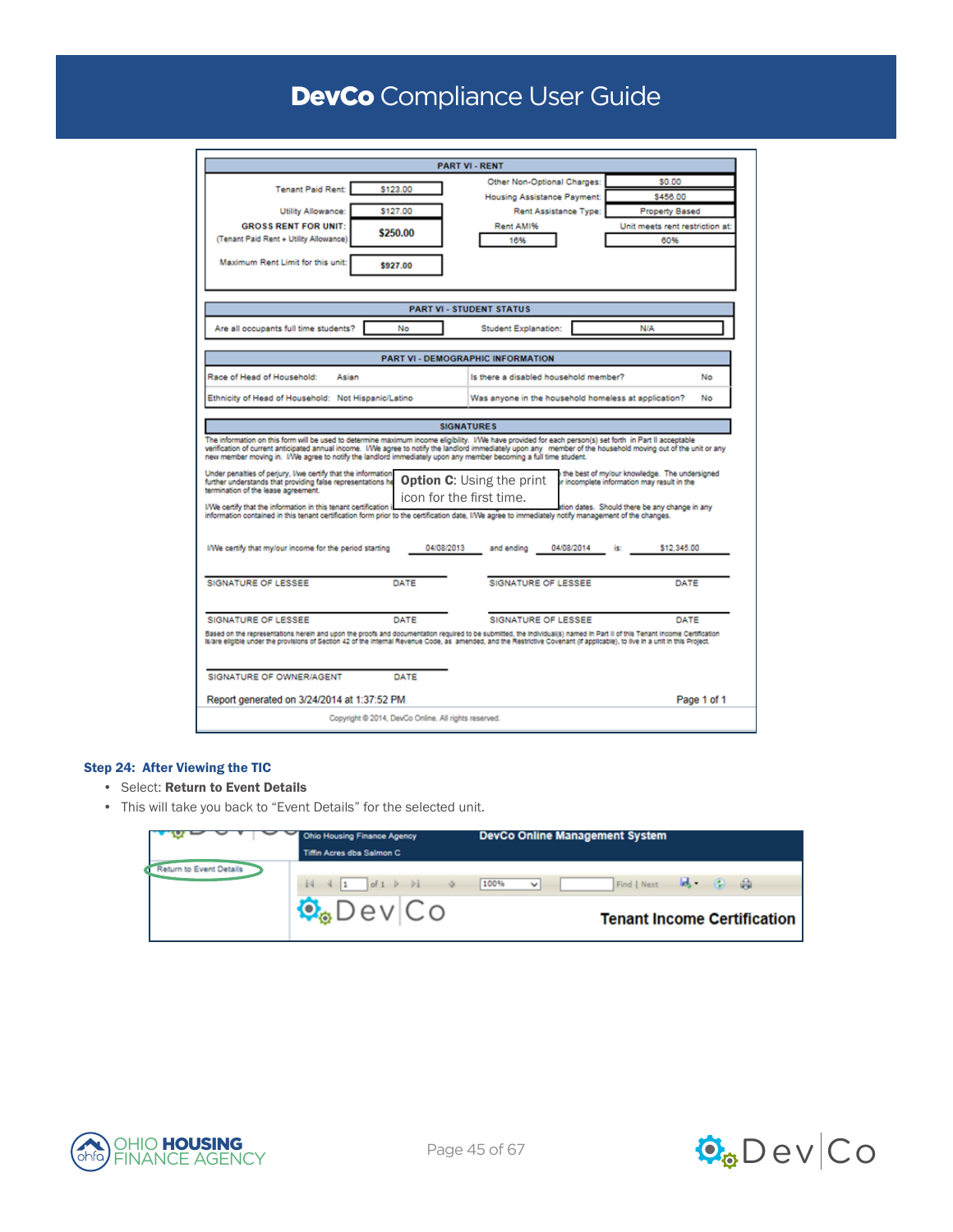**PART VI - RENT**

| | | | |
|---|---|---|---|
| Tenant Paid Rent: | $123.00 | Other Non-Optional Charges: | $0.00 |
| | | Housing Assistance Payment: | $456.00 |
| Utility Allowance: | $127.00 | Rent Assistance Type: | Property Based |
| GROSS RENT FOR UNIT: (Tenant Paid Rent + Utility Allowance) | $250.00 | Rent AMI% | 16% |
| | | Unit meets rent restriction at: | 60% |
| Maximum Rent Limit for this unit: | $927.00 | | |

**PART VI - STUDENT STATUS**

| | | | |
|---|---|---|---|
| Are all occupants full time students? | No | Student Explanation: | N/A |

**PART VI - DEMOGRAPHIC INFORMATION**

| | | | |
|---|---|---|---|
| Race of Head of Household: | Asian | Is there a disabled household member? | No |
| Ethnicity of Head of Household: | Not Hispanic/Latino | Was anyone in the household homeless at application? | No |

**SIGNATURES**

The information on this form will be used to determine maximum income eligibility. I/We have provided for each person(s) set forth in Part II acceptable verification of current anticipated annual income. I/We agree to notify the landlord immediately upon any member of the household moving out of the unit or any new member moving in. I/We agree to notify the landlord immediately upon any member becoming a full time student.

Under penalties of perjury, I/we certify that the information ... the best of my/our knowledge. The undersigned further understands that providing false representations he... r incomplete information may result in the termination of the lease agreement.

**Option C**: Using the print icon for the first time.

I/We certify that the information in this tenant certification i... tion dates. Should there be any change in any information contained in this tenant certification form prior to the certification date, I/We agree to immediately notify management of the changes.

I/We certify that my/our income for the period starting 04/08/2013 and ending 04/08/2014 is: $12,345.00

SIGNATURE OF LESSEE DATE SIGNATURE OF LESSEE DATE

SIGNATURE OF LESSEE DATE SIGNATURE OF LESSEE DATE

Based on the representations herein and upon the proofs and documentation required to be submitted, the individual(s) named in Part II of this Tenant Income Certification is/are eligible under the provisions of Section 42 of the Internal Revenue Code, as amended, and the Restrictive Covenant (if applicable), to live in a unit in this Project.

SIGNATURE OF OWNER/AGENT DATE

Report generated on 3/24/2014 at 1:37:52 PM Page 1 of 1

Copyright © 2014, DevCo Online. All rights reserved.

### Step 24: After Viewing the TIC

- Select: **Return to Event Details**
- This will take you back to "Event Details" for the selected unit.

Ohio Housing Finance Agency DevCo Online Management System

Tiffin Acres dba Salmon C

Return to Event Details

1 of 1 100% Find | Next

DevCo Tenant Income Certification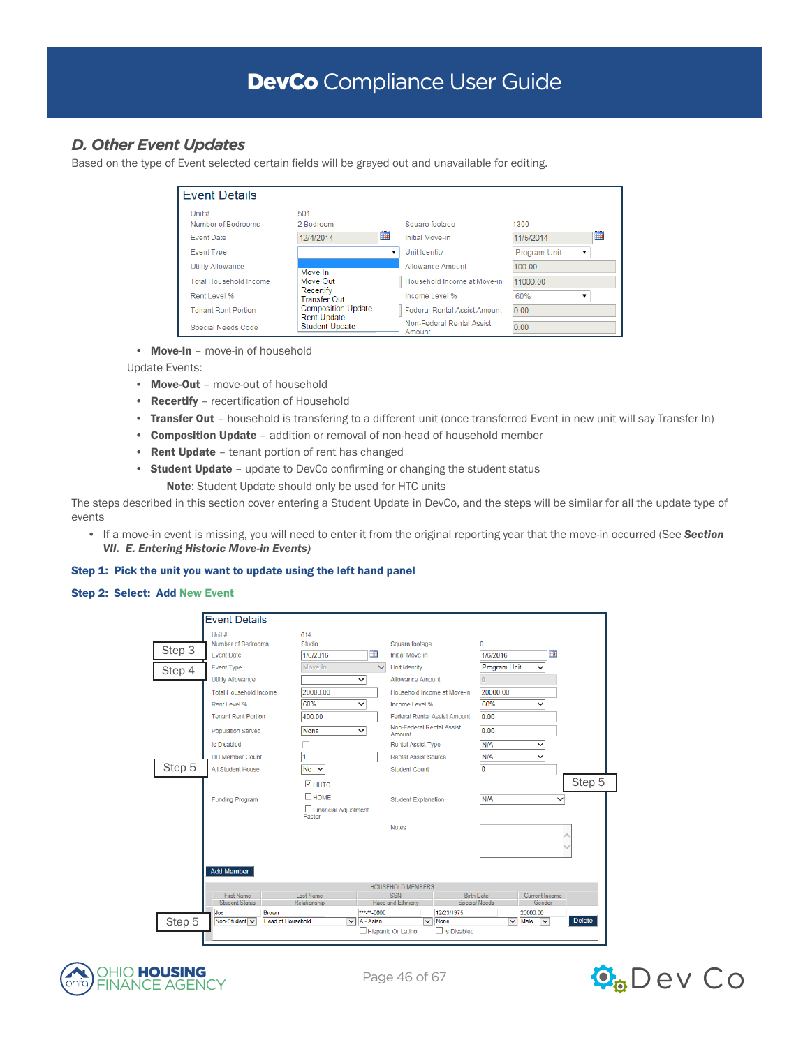## D. Other Event Updates

Based on the type of Event selected certain fields will be grayed out and unavailable for editing.

- **Move-In** – move-in of household

Update Events:

- **Move-Out** – move-out of household
- **Recertify** – recertification of Household
- **Transfer Out** – household is transfering to a different unit (once transferred Event in new unit will say Transfer In)
- **Composition Update** – addition or removal of non-head of household member
- **Rent Update** – tenant portion of rent has changed
- **Student Update** – update to DevCo confirming or changing the student status

  **Note**: Student Update should only be used for HTC units

The steps described in this section cover entering a Student Update in DevCo, and the steps will be similar for all the update type of events

- If a move-in event is missing, you will need to enter it from the original reporting year that the move-in occurred (See ***Section VII. E. Entering Historic Move-in Events)***

**Step 1: Pick the unit you want to update using the left hand panel**

**Step 2: Select: Add New Event**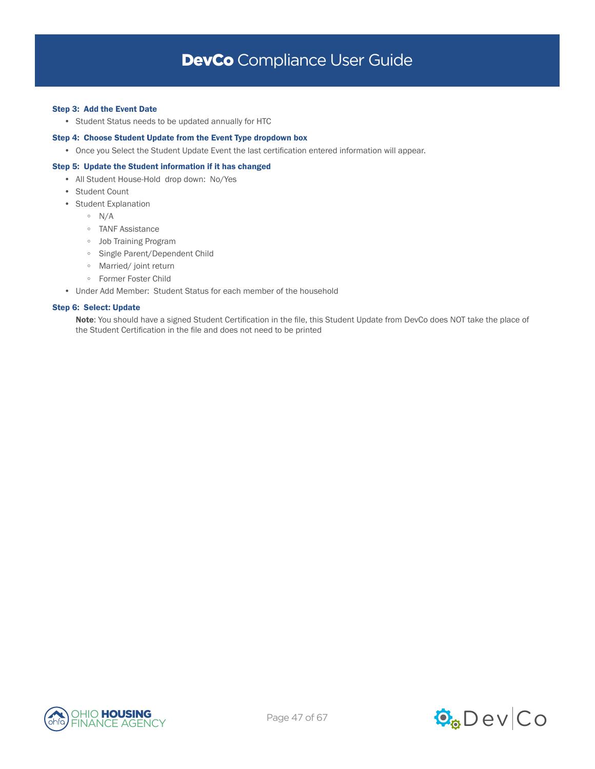### Step 3: Add the Event Date

- Student Status needs to be updated annually for HTC

### Step 4: Choose Student Update from the Event Type dropdown box

- Once you Select the Student Update Event the last certification entered information will appear.

### Step 5: Update the Student information if it has changed

- All Student House-Hold drop down: No/Yes
- Student Count
- Student Explanation
  - N/A
  - TANF Assistance
  - Job Training Program
  - Single Parent/Dependent Child
  - Married/ joint return
  - Former Foster Child
- Under Add Member: Student Status for each member of the household

### Step 6: Select: Update

**Note**: You should have a signed Student Certification in the file, this Student Update from DevCo does NOT take the place of the Student Certification in the file and does not need to be printed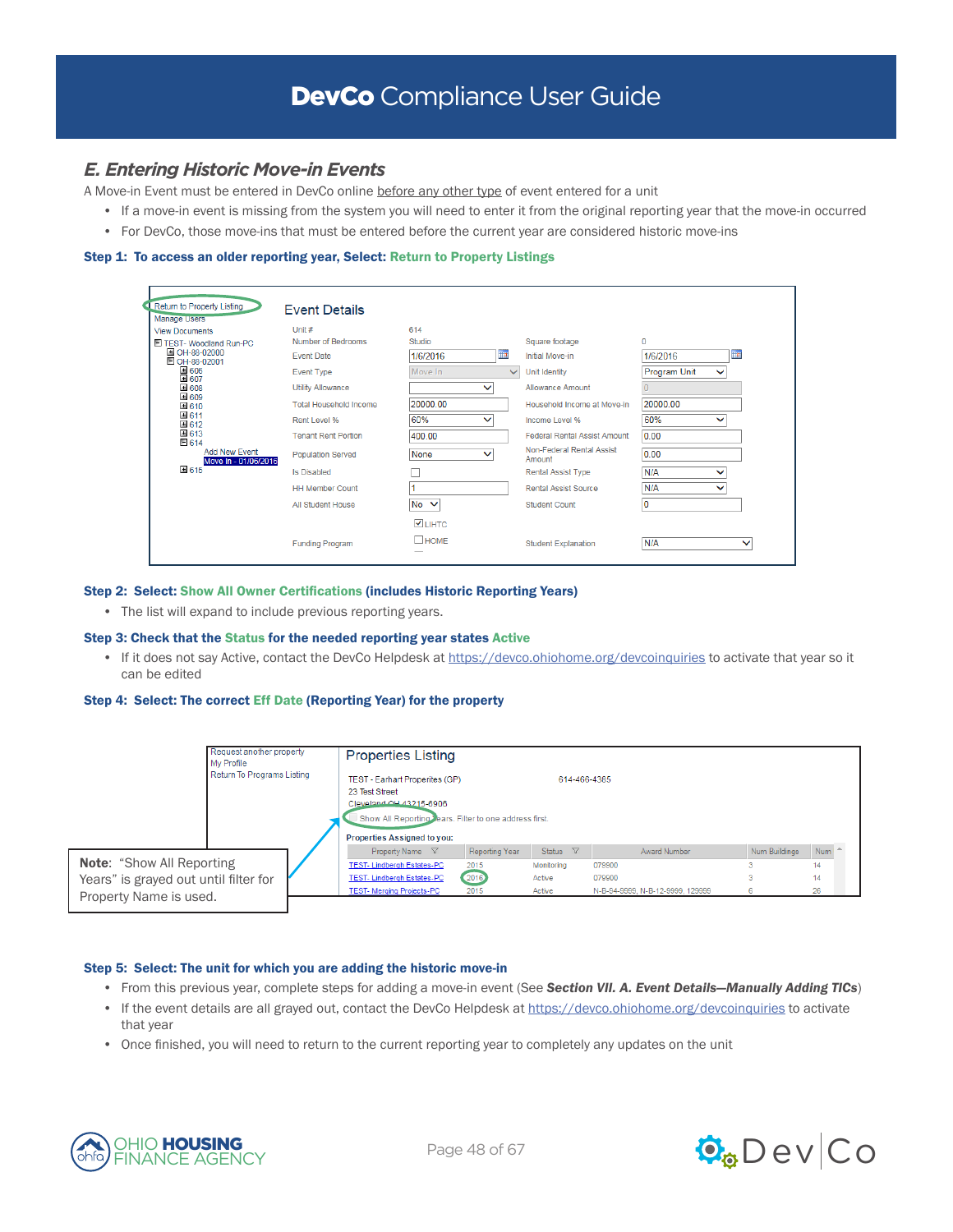## E. Entering Historic Move-in Events

A Move-in Event must be entered in DevCo online before any other type of event entered for a unit

- If a move-in event is missing from the system you will need to enter it from the original reporting year that the move-in occurred
- For DevCo, those move-ins that must be entered before the current year are considered historic move-ins

**Step 1: To access an older reporting year, Select: Return to Property Listings**

**Step 2: Select: Show All Owner Certifications (includes Historic Reporting Years)**

- The list will expand to include previous reporting years.

**Step 3: Check that the Status for the needed reporting year states Active**

- If it does not say Active, contact the DevCo Helpdesk at https://devco.ohiohome.org/devcoinquiries to activate that year so it can be edited

**Step 4: Select: The correct Eff Date (Reporting Year) for the property**

**Note**: "Show All Reporting Years" is grayed out until filter for Property Name is used.

**Step 5: Select: The unit for which you are adding the historic move-in**

- From this previous year, complete steps for adding a move-in event (See ***Section VII. A. Event Details—Manually Adding TICs***)
- If the event details are all grayed out, contact the DevCo Helpdesk at https://devco.ohiohome.org/devcoinquiries to activate that year
- Once finished, you will need to return to the current reporting year to completely any updates on the unit